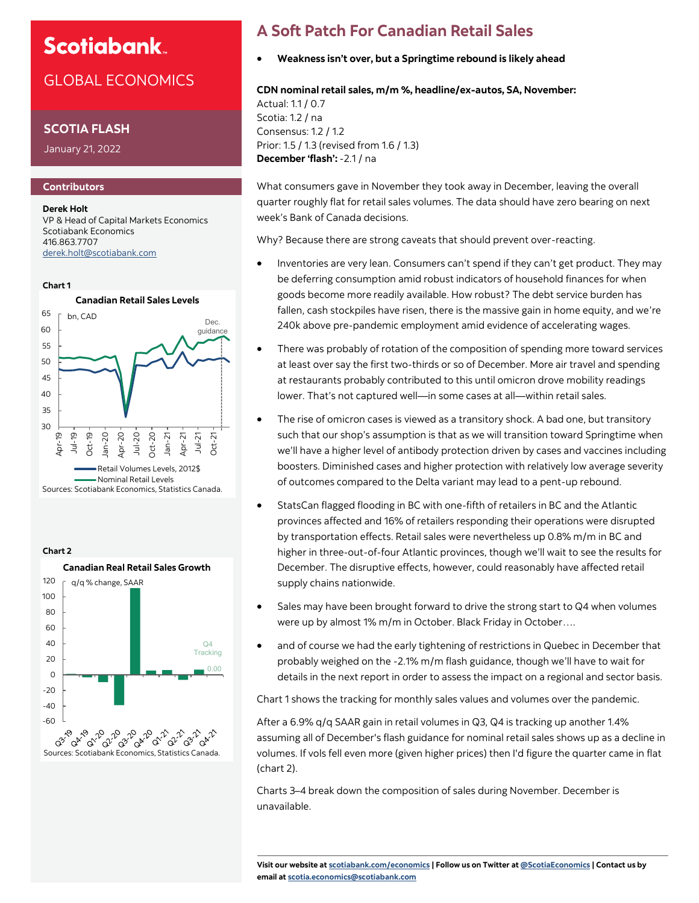# A Soft Patch For Canadian Retail Sales

- **Weakness isn't over, but a Springtime rebound is likely ahead**

**Scotiabank GLOBAL ECONOMICS**

**SCOTIA FLASH**

January 21, 2022

**Contributors**

**Derek Holt**
VP & Head of Capital Markets Economics
Scotiabank Economics
416.863.7707
derek.holt@scotiabank.com

**CDN nominal retail sales, m/m %, headline/ex-autos, SA, November:**
Actual: 1.1 / 0.7
Scotia: 1.2 / na
Consensus: 1.2 / 1.2
Prior: 1.5 / 1.3 (revised from 1.6 / 1.3)
**December 'flash':** -2.1 / na

What consumers gave in November they took away in December, leaving the overall quarter roughly flat for retail sales volumes. The data should have zero bearing on next week's Bank of Canada decisions.

Why? Because there are strong caveats that should prevent over-reacting.

- Inventories are very lean. Consumers can't spend if they can't get product. They may be deferring consumption amid robust indicators of household finances for when goods become more readily available. How robust? The debt service burden has fallen, cash stockpiles have risen, there is the massive gain in home equity, and we're 240k above pre-pandemic employment amid evidence of accelerating wages.
- There was probably of rotation of the composition of spending more toward services at least over say the first two-thirds or so of December. More air travel and spending at restaurants probably contributed to this until omicron drove mobility readings lower. That's not captured well—in some cases at all—within retail sales.
- The rise of omicron cases is viewed as a transitory shock. A bad one, but transitory such that our shop's assumption is that as we will transition toward Springtime when we'll have a higher level of antibody protection driven by cases and vaccines including boosters. Diminished cases and higher protection with relatively low average severity of outcomes compared to the Delta variant may lead to a pent-up rebound.
- StatsCan flagged flooding in BC with one-fifth of retailers in BC and the Atlantic provinces affected and 16% of retailers responding their operations were disrupted by transportation effects. Retail sales were nevertheless up 0.8% m/m in BC and higher in three-out-of-four Atlantic provinces, though we'll wait to see the results for December. The disruptive effects, however, could reasonably have affected retail supply chains nationwide.
- Sales may have been brought forward to drive the strong start to Q4 when volumes were up by almost 1% m/m in October. Black Friday in October….
- and of course we had the early tightening of restrictions in Quebec in December that probably weighed on the -2.1% m/m flash guidance, though we'll have to wait for details in the next report in order to assess the impact on a regional and sector basis.

Chart 1 shows the tracking for monthly sales values and volumes over the pandemic.

After a 6.9% q/q SAAR gain in retail volumes in Q3, Q4 is tracking up another 1.4% assuming all of December's flash guidance for nominal retail sales shows up as a decline in volumes. If vols fell even more (given higher prices) then I'd figure the quarter came in flat (chart 2).

Charts 3–4 break down the composition of sales during November. December is unavailable.

**Chart 1**

**Canadian Retail Sales Levels**

bn, CAD; Dec. guidance; Retail Volumes Levels, 2012$; Nominal Retail Levels

Sources: Scotiabank Economics, Statistics Canada.

**Chart 2**

**Canadian Real Retail Sales Growth**

q/q % change, SAAR; Q4 Tracking 0.00

Sources: Scotiabank Economics, Statistics Canada.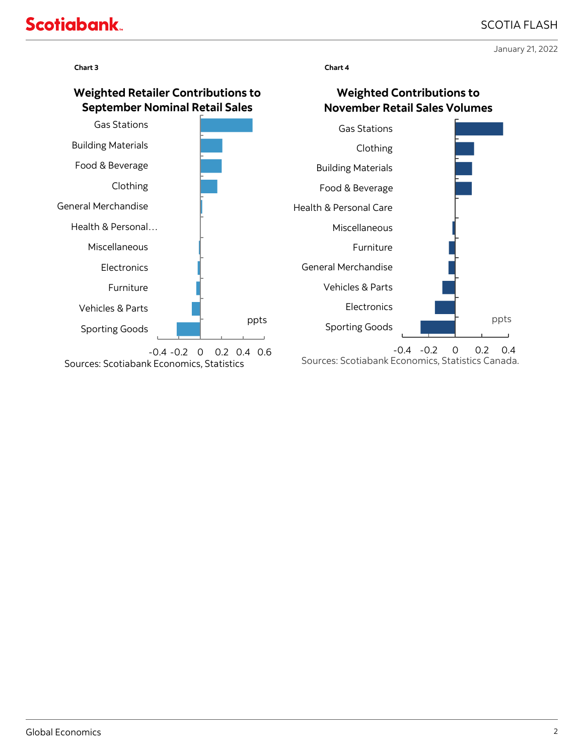Chart 3

**Weighted Retailer Contributions to September Nominal Retail Sales**

| Category | ppts |
|---|---|
| Gas Stations | |
| Building Materials | |
| Food & Beverage | |
| Clothing | |
| General Merchandise | |
| Health & Personal… | |
| Miscellaneous | |
| Electronics | |
| Furniture | |
| Vehicles & Parts | |
| Sporting Goods | |

Axis: -0.4 -0.2 0 0.2 0.4 0.6 (ppts)

Sources: Scotiabank Economics, Statistics

Chart 4

**Weighted Contributions to November Retail Sales Volumes**

| Category | ppts |
|---|---|
| Gas Stations | |
| Clothing | |
| Building Materials | |
| Food & Beverage | |
| Health & Personal Care | |
| Miscellaneous | |
| Furniture | |
| General Merchandise | |
| Vehicles & Parts | |
| Electronics | |
| Sporting Goods | |

Axis: -0.4 -0.2 0 0.2 0.4 (ppts)

Sources: Scotiabank Economics, Statistics Canada.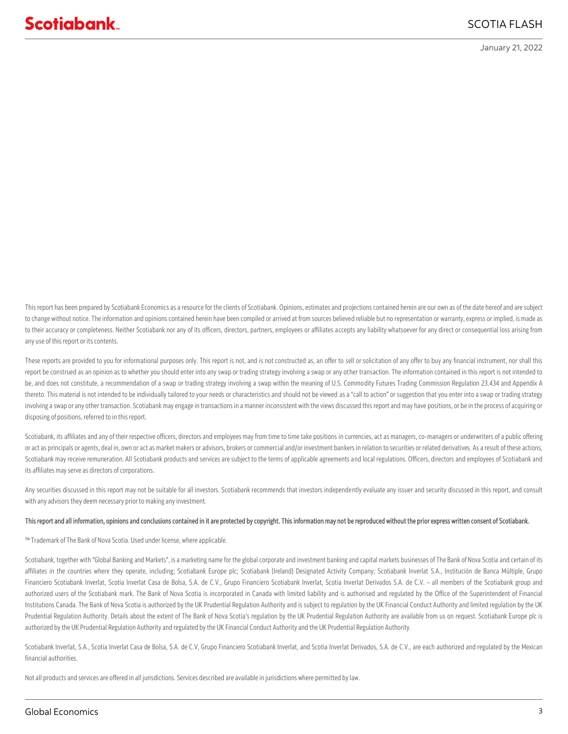This report has been prepared by Scotiabank Economics as a resource for the clients of Scotiabank. Opinions, estimates and projections contained herein are our own as of the date hereof and are subject to change without notice. The information and opinions contained herein have been compiled or arrived at from sources believed reliable but no representation or warranty, express or implied, is made as to their accuracy or completeness. Neither Scotiabank nor any of its officers, directors, partners, employees or affiliates accepts any liability whatsoever for any direct or consequential loss arising from any use of this report or its contents.

These reports are provided to you for informational purposes only. This report is not, and is not constructed as, an offer to sell or solicitation of any offer to buy any financial instrument, nor shall this report be construed as an opinion as to whether you should enter into any swap or trading strategy involving a swap or any other transaction. The information contained in this report is not intended to be, and does not constitute, a recommendation of a swap or trading strategy involving a swap within the meaning of U.S. Commodity Futures Trading Commission Regulation 23.434 and Appendix A thereto. This material is not intended to be individually tailored to your needs or characteristics and should not be viewed as a "call to action" or suggestion that you enter into a swap or trading strategy involving a swap or any other transaction. Scotiabank may engage in transactions in a manner inconsistent with the views discussed this report and may have positions, or be in the process of acquiring or disposing of positions, referred to in this report.

Scotiabank, its affiliates and any of their respective officers, directors and employees may from time to time take positions in currencies, act as managers, co-managers or underwriters of a public offering or act as principals or agents, deal in, own or act as market makers or advisors, brokers or commercial and/or investment bankers in relation to securities or related derivatives. As a result of these actions, Scotiabank may receive remuneration. All Scotiabank products and services are subject to the terms of applicable agreements and local regulations. Officers, directors and employees of Scotiabank and its affiliates may serve as directors of corporations.

Any securities discussed in this report may not be suitable for all investors. Scotiabank recommends that investors independently evaluate any issuer and security discussed in this report, and consult with any advisors they deem necessary prior to making any investment.

**This report and all information, opinions and conclusions contained in it are protected by copyright. This information may not be reproduced without the prior express written consent of Scotiabank.**

™ Trademark of The Bank of Nova Scotia. Used under license, where applicable.

Scotiabank, together with "Global Banking and Markets", is a marketing name for the global corporate and investment banking and capital markets businesses of The Bank of Nova Scotia and certain of its affiliates in the countries where they operate, including; Scotiabank Europe plc; Scotiabank (Ireland) Designated Activity Company; Scotiabank Inverlat S.A., Institución de Banca Múltiple, Grupo Financiero Scotiabank Inverlat, Scotia Inverlat Casa de Bolsa, S.A. de C.V., Grupo Financiero Scotiabank Inverlat, Scotia Inverlat Derivados S.A. de C.V. – all members of the Scotiabank group and authorized users of the Scotiabank mark. The Bank of Nova Scotia is incorporated in Canada with limited liability and is authorised and regulated by the Office of the Superintendent of Financial Institutions Canada. The Bank of Nova Scotia is authorized by the UK Prudential Regulation Authority and is subject to regulation by the UK Financial Conduct Authority and limited regulation by the UK Prudential Regulation Authority. Details about the extent of The Bank of Nova Scotia's regulation by the UK Prudential Regulation Authority are available from us on request. Scotiabank Europe plc is authorized by the UK Prudential Regulation Authority and regulated by the UK Financial Conduct Authority and the UK Prudential Regulation Authority.

Scotiabank Inverlat, S.A., Scotia Inverlat Casa de Bolsa, S.A. de C.V, Grupo Financiero Scotiabank Inverlat, and Scotia Inverlat Derivados, S.A. de C.V., are each authorized and regulated by the Mexican financial authorities.

Not all products and services are offered in all jurisdictions. Services described are available in jurisdictions where permitted by law.